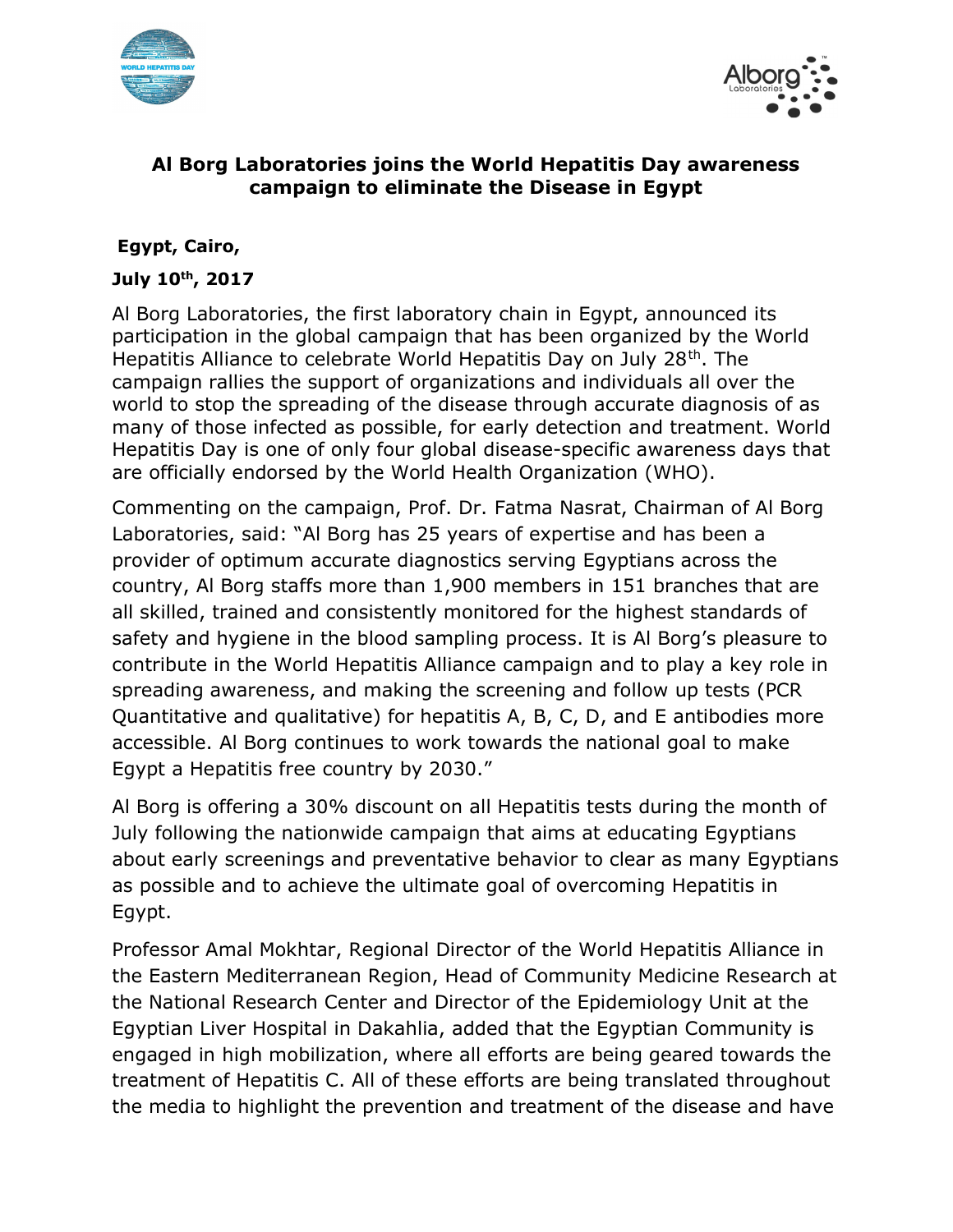# Al Borg Laboratories joins the World Hepatitis Day awareness campaign to eliminate the Disease in Egypt

**Egypt, Cairo,**

**July 10th, 2017**

Al Borg Laboratories, the first laboratory chain in Egypt, announced its participation in the global campaign that has been organized by the World Hepatitis Alliance to celebrate World Hepatitis Day on July 28th. The campaign rallies the support of organizations and individuals all over the world to stop the spreading of the disease through accurate diagnosis of as many of those infected as possible, for early detection and treatment. World Hepatitis Day is one of only four global disease-specific awareness days that are officially endorsed by the World Health Organization (WHO).

Commenting on the campaign, Prof. Dr. Fatma Nasrat, Chairman of Al Borg Laboratories, said: "Al Borg has 25 years of expertise and has been a provider of optimum accurate diagnostics serving Egyptians across the country, Al Borg staffs more than 1,900 members in 151 branches that are all skilled, trained and consistently monitored for the highest standards of safety and hygiene in the blood sampling process. It is Al Borg's pleasure to contribute in the World Hepatitis Alliance campaign and to play a key role in spreading awareness, and making the screening and follow up tests (PCR Quantitative and qualitative) for hepatitis A, B, C, D, and E antibodies more accessible. Al Borg continues to work towards the national goal to make Egypt a Hepatitis free country by 2030."

Al Borg is offering a 30% discount on all Hepatitis tests during the month of July following the nationwide campaign that aims at educating Egyptians about early screenings and preventative behavior to clear as many Egyptians as possible and to achieve the ultimate goal of overcoming Hepatitis in Egypt.

Professor Amal Mokhtar, Regional Director of the World Hepatitis Alliance in the Eastern Mediterranean Region, Head of Community Medicine Research at the National Research Center and Director of the Epidemiology Unit at the Egyptian Liver Hospital in Dakahlia, added that the Egyptian Community is engaged in high mobilization, where all efforts are being geared towards the treatment of Hepatitis C. All of these efforts are being translated throughout the media to highlight the prevention and treatment of the disease and have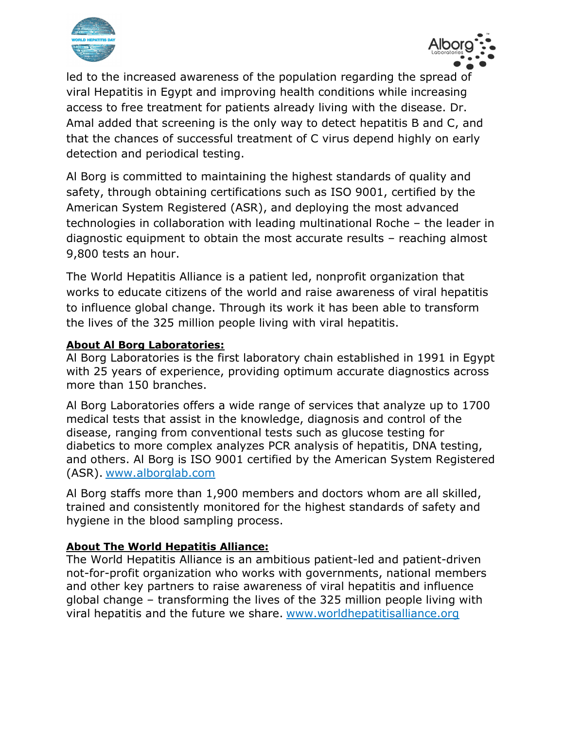led to the increased awareness of the population regarding the spread of viral Hepatitis in Egypt and improving health conditions while increasing access to free treatment for patients already living with the disease. Dr. Amal added that screening is the only way to detect hepatitis B and C, and that the chances of successful treatment of C virus depend highly on early detection and periodical testing.

Al Borg is committed to maintaining the highest standards of quality and safety, through obtaining certifications such as ISO 9001, certified by the American System Registered (ASR), and deploying the most advanced technologies in collaboration with leading multinational Roche – the leader in diagnostic equipment to obtain the most accurate results – reaching almost 9,800 tests an hour.

The World Hepatitis Alliance is a patient led, nonprofit organization that works to educate citizens of the world and raise awareness of viral hepatitis to influence global change. Through its work it has been able to transform the lives of the 325 million people living with viral hepatitis.

**About Al Borg Laboratories:**
Al Borg Laboratories is the first laboratory chain established in 1991 in Egypt with 25 years of experience, providing optimum accurate diagnostics across more than 150 branches.

Al Borg Laboratories offers a wide range of services that analyze up to 1700 medical tests that assist in the knowledge, diagnosis and control of the disease, ranging from conventional tests such as glucose testing for diabetics to more complex analyzes PCR analysis of hepatitis, DNA testing, and others. Al Borg is ISO 9001 certified by the American System Registered (ASR). [www.alborglab.com](http://www.alborglab.com)

Al Borg staffs more than 1,900 members and doctors whom are all skilled, trained and consistently monitored for the highest standards of safety and hygiene in the blood sampling process.

**About The World Hepatitis Alliance:**
The World Hepatitis Alliance is an ambitious patient-led and patient-driven not-for-profit organization who works with governments, national members and other key partners to raise awareness of viral hepatitis and influence global change – transforming the lives of the 325 million people living with viral hepatitis and the future we share. [www.worldhepatitisalliance.org](http://www.worldhepatitisalliance.org)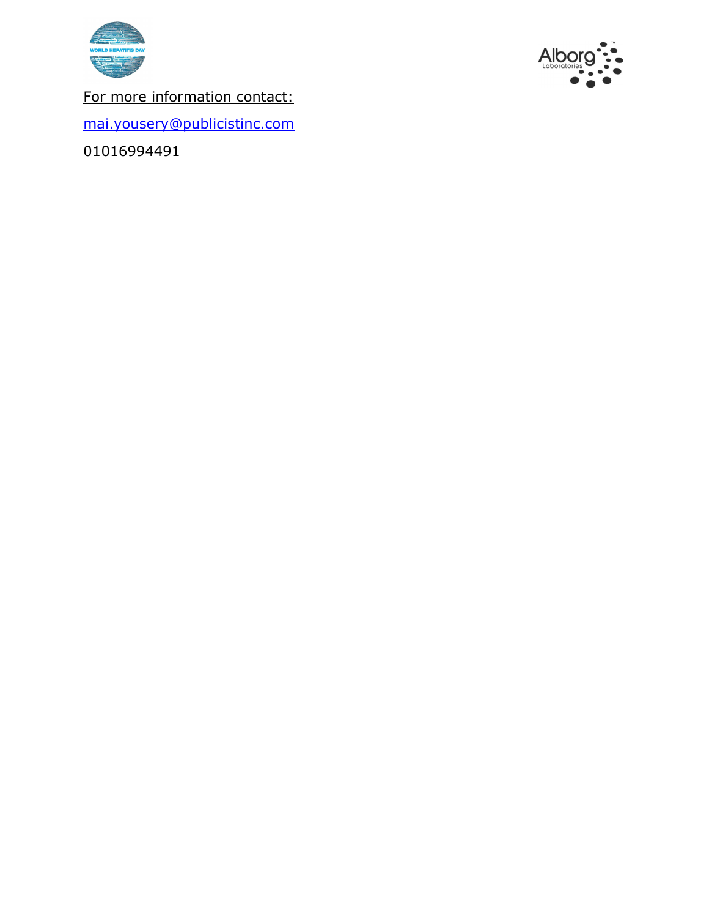For more information contact:

mai.yousery@publicistinc.com

01016994491